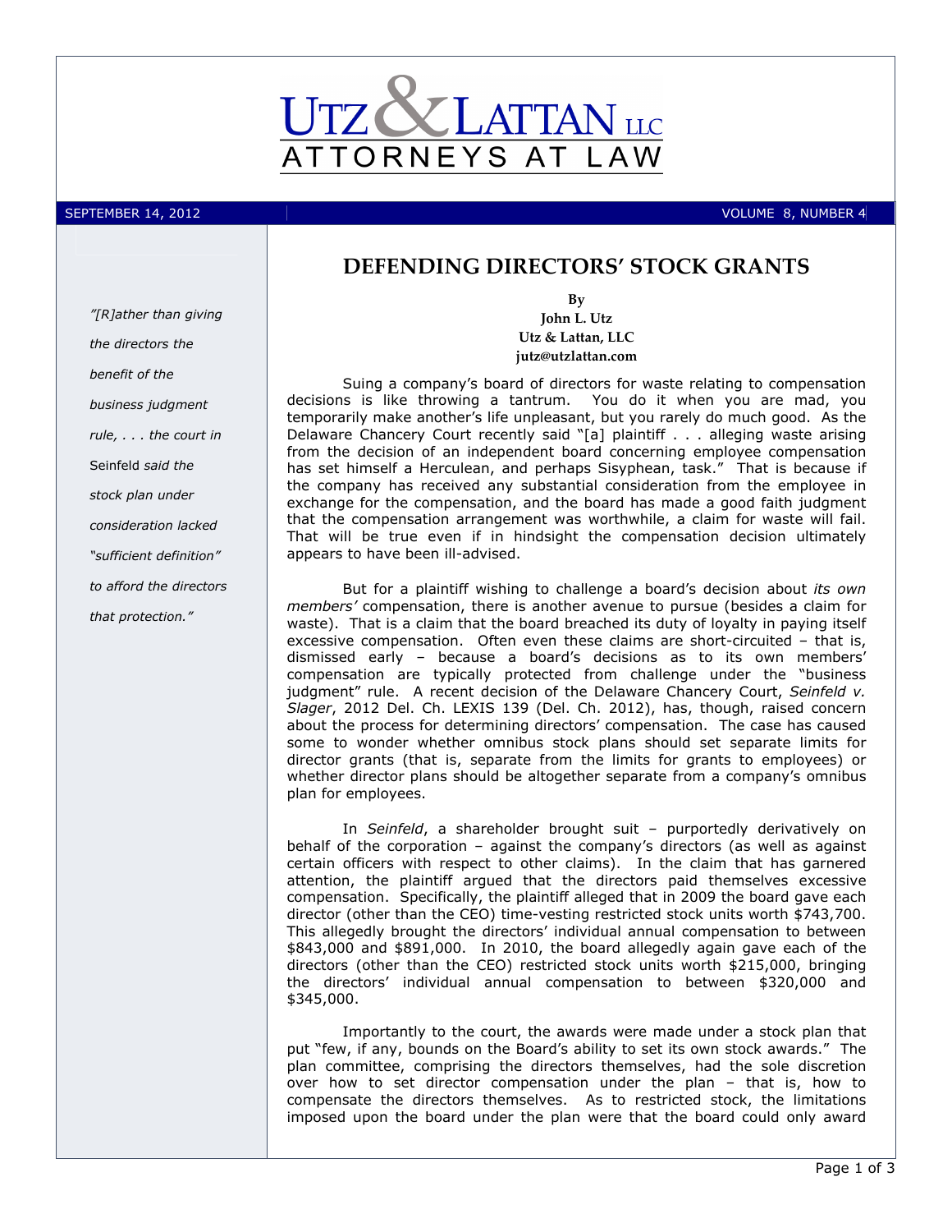# UTZ & LATTAN LLC
ATTORNEYS AT LAW

SEPTEMBER 14, 2012 | VOLUME 8, NUMBER 4

## DEFENDING DIRECTORS' STOCK GRANTS

**By**
**John L. Utz**
**Utz & Lattan, LLC**
**jutz@utzlattan.com**

> *"[R]ather than giving the directors the benefit of the business judgment rule, . . . the court in* Seinfeld *said the stock plan under consideration lacked "sufficient definition" to afford the directors that protection."*

Suing a company's board of directors for waste relating to compensation decisions is like throwing a tantrum. You do it when you are mad, you temporarily make another's life unpleasant, but you rarely do much good. As the Delaware Chancery Court recently said "[a] plaintiff . . . alleging waste arising from the decision of an independent board concerning employee compensation has set himself a Herculean, and perhaps Sisyphean, task." That is because if the company has received any substantial consideration from the employee in exchange for the compensation, and the board has made a good faith judgment that the compensation arrangement was worthwhile, a claim for waste will fail. That will be true even if in hindsight the compensation decision ultimately appears to have been ill-advised.

But for a plaintiff wishing to challenge a board's decision about *its own members'* compensation, there is another avenue to pursue (besides a claim for waste). That is a claim that the board breached its duty of loyalty in paying itself excessive compensation. Often even these claims are short-circuited – that is, dismissed early – because a board's decisions as to its own members' compensation are typically protected from challenge under the "business judgment" rule. A recent decision of the Delaware Chancery Court, *Seinfeld v. Slager*, 2012 Del. Ch. LEXIS 139 (Del. Ch. 2012), has, though, raised concern about the process for determining directors' compensation. The case has caused some to wonder whether omnibus stock plans should set separate limits for director grants (that is, separate from the limits for grants to employees) or whether director plans should be altogether separate from a company's omnibus plan for employees.

In *Seinfeld*, a shareholder brought suit – purportedly derivatively on behalf of the corporation – against the company's directors (as well as against certain officers with respect to other claims). In the claim that has garnered attention, the plaintiff argued that the directors paid themselves excessive compensation. Specifically, the plaintiff alleged that in 2009 the board gave each director (other than the CEO) time-vesting restricted stock units worth $743,700. This allegedly brought the directors' individual annual compensation to between $843,000 and $891,000. In 2010, the board allegedly again gave each of the directors (other than the CEO) restricted stock units worth $215,000, bringing the directors' individual annual compensation to between $320,000 and $345,000.

Importantly to the court, the awards were made under a stock plan that put "few, if any, bounds on the Board's ability to set its own stock awards." The plan committee, comprising the directors themselves, had the sole discretion over how to set director compensation under the plan – that is, how to compensate the directors themselves. As to restricted stock, the limitations imposed upon the board under the plan were that the board could only award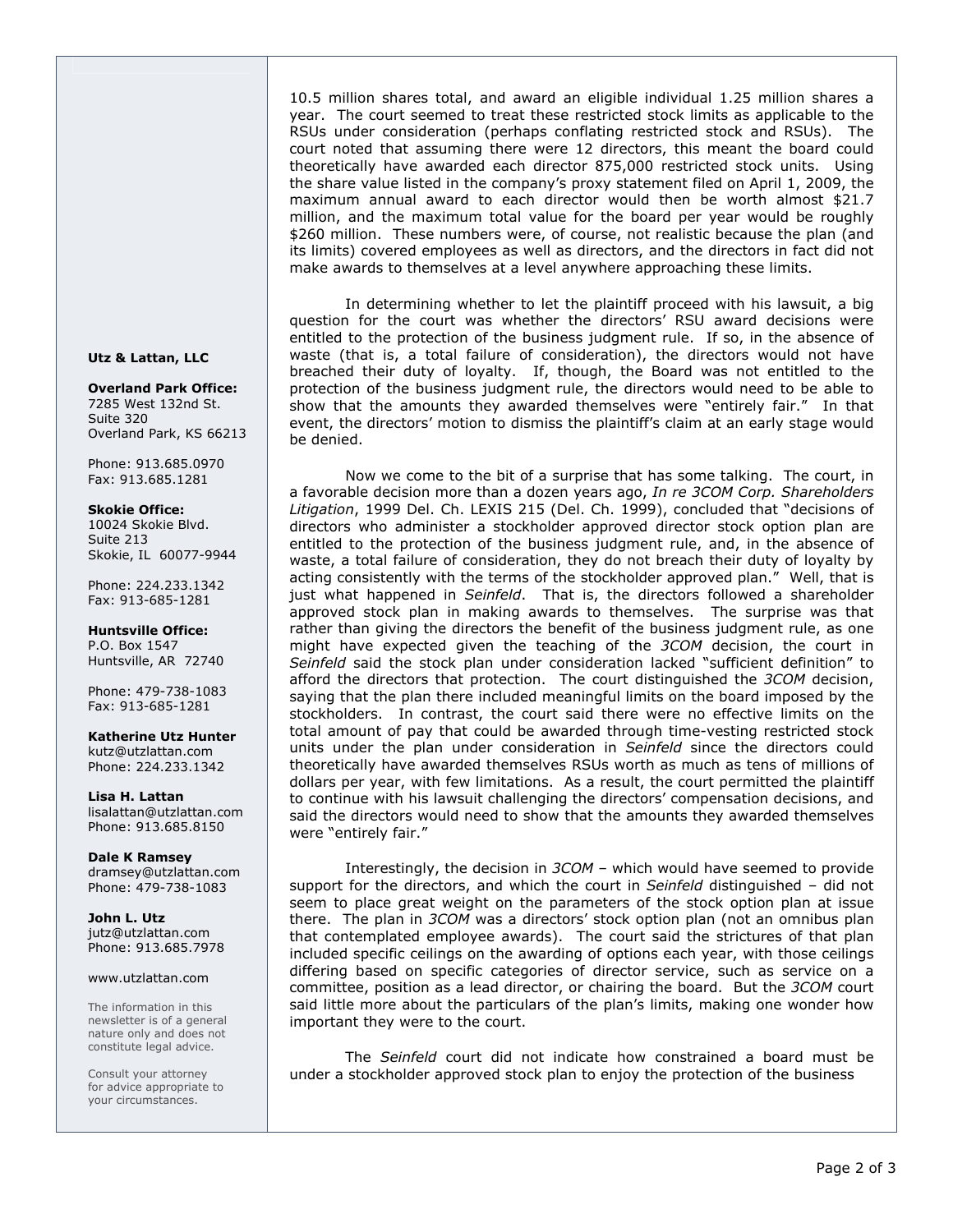10.5 million shares total, and award an eligible individual 1.25 million shares a year. The court seemed to treat these restricted stock limits as applicable to the RSUs under consideration (perhaps conflating restricted stock and RSUs). The court noted that assuming there were 12 directors, this meant the board could theoretically have awarded each director 875,000 restricted stock units. Using the share value listed in the company's proxy statement filed on April 1, 2009, the maximum annual award to each director would then be worth almost $21.7 million, and the maximum total value for the board per year would be roughly $260 million. These numbers were, of course, not realistic because the plan (and its limits) covered employees as well as directors, and the directors in fact did not make awards to themselves at a level anywhere approaching these limits.

In determining whether to let the plaintiff proceed with his lawsuit, a big question for the court was whether the directors' RSU award decisions were entitled to the protection of the business judgment rule. If so, in the absence of waste (that is, a total failure of consideration), the directors would not have breached their duty of loyalty. If, though, the Board was not entitled to the protection of the business judgment rule, the directors would need to be able to show that the amounts they awarded themselves were "entirely fair." In that event, the directors' motion to dismiss the plaintiff's claim at an early stage would be denied.

Now we come to the bit of a surprise that has some talking. The court, in a favorable decision more than a dozen years ago, *In re 3COM Corp. Shareholders Litigation*, 1999 Del. Ch. LEXIS 215 (Del. Ch. 1999), concluded that "decisions of directors who administer a stockholder approved director stock option plan are entitled to the protection of the business judgment rule, and, in the absence of waste, a total failure of consideration, they do not breach their duty of loyalty by acting consistently with the terms of the stockholder approved plan." Well, that is just what happened in *Seinfeld*. That is, the directors followed a shareholder approved stock plan in making awards to themselves. The surprise was that rather than giving the directors the benefit of the business judgment rule, as one might have expected given the teaching of the *3COM* decision, the court in *Seinfeld* said the stock plan under consideration lacked "sufficient definition" to afford the directors that protection. The court distinguished the *3COM* decision, saying that the plan there included meaningful limits on the board imposed by the stockholders. In contrast, the court said there were no effective limits on the total amount of pay that could be awarded through time-vesting restricted stock units under the plan under consideration in *Seinfeld* since the directors could theoretically have awarded themselves RSUs worth as much as tens of millions of dollars per year, with few limitations. As a result, the court permitted the plaintiff to continue with his lawsuit challenging the directors' compensation decisions, and said the directors would need to show that the amounts they awarded themselves were "entirely fair."

Interestingly, the decision in *3COM* – which would have seemed to provide support for the directors, and which the court in *Seinfeld* distinguished – did not seem to place great weight on the parameters of the stock option plan at issue there. The plan in *3COM* was a directors' stock option plan (not an omnibus plan that contemplated employee awards). The court said the strictures of that plan included specific ceilings on the awarding of options each year, with those ceilings differing based on specific categories of director service, such as service on a committee, position as a lead director, or chairing the board. But the *3COM* court said little more about the particulars of the plan's limits, making one wonder how important they were to the court.

The *Seinfeld* court did not indicate how constrained a board must be under a stockholder approved stock plan to enjoy the protection of the business

**Utz & Lattan, LLC**

**Overland Park Office:**
7285 West 132nd St.
Suite 320
Overland Park, KS 66213

Phone: 913.685.0970
Fax: 913.685.1281

**Skokie Office:**
10024 Skokie Blvd.
Suite 213
Skokie, IL 60077-9944

Phone: 224.233.1342
Fax: 913-685-1281

**Huntsville Office:**
P.O. Box 1547
Huntsville, AR 72740

Phone: 479-738-1083
Fax: 913-685-1281

**Katherine Utz Hunter**
kutz@utzlattan.com
Phone: 224.233.1342

**Lisa H. Lattan**
lisalattan@utzlattan.com
Phone: 913.685.8150

**Dale K Ramsey**
dramsey@utzlattan.com
Phone: 479-738-1083

**John L. Utz**
jutz@utzlattan.com
Phone: 913.685.7978

www.utzlattan.com

The information in this newsletter is of a general nature only and does not constitute legal advice.

Consult your attorney for advice appropriate to your circumstances.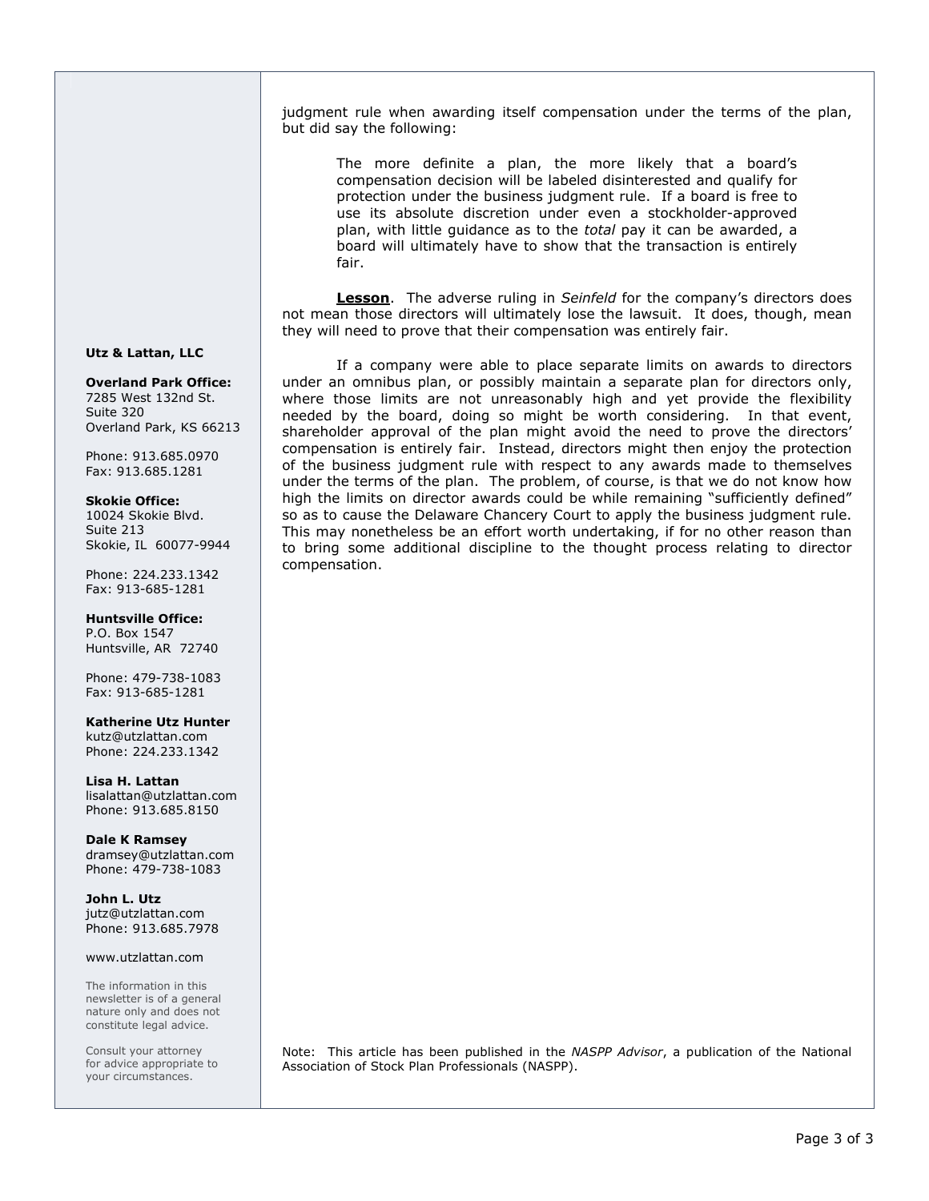judgment rule when awarding itself compensation under the terms of the plan, but did say the following:

> The more definite a plan, the more likely that a board's compensation decision will be labeled disinterested and qualify for protection under the business judgment rule. If a board is free to use its absolute discretion under even a stockholder-approved plan, with little guidance as to the *total* pay it can be awarded, a board will ultimately have to show that the transaction is entirely fair.

**Lesson**. The adverse ruling in *Seinfeld* for the company's directors does not mean those directors will ultimately lose the lawsuit. It does, though, mean they will need to prove that their compensation was entirely fair.

If a company were able to place separate limits on awards to directors under an omnibus plan, or possibly maintain a separate plan for directors only, where those limits are not unreasonably high and yet provide the flexibility needed by the board, doing so might be worth considering. In that event, shareholder approval of the plan might avoid the need to prove the directors' compensation is entirely fair. Instead, directors might then enjoy the protection of the business judgment rule with respect to any awards made to themselves under the terms of the plan. The problem, of course, is that we do not know how high the limits on director awards could be while remaining "sufficiently defined" so as to cause the Delaware Chancery Court to apply the business judgment rule. This may nonetheless be an effort worth undertaking, if for no other reason than to bring some additional discipline to the thought process relating to director compensation.

Note: This article has been published in the *NASPP Advisor*, a publication of the National Association of Stock Plan Professionals (NASPP).

**Utz & Lattan, LLC**

**Overland Park Office:**
7285 West 132nd St.
Suite 320
Overland Park, KS 66213

Phone: 913.685.0970
Fax: 913.685.1281

**Skokie Office:**
10024 Skokie Blvd.
Suite 213
Skokie, IL 60077-9944

Phone: 224.233.1342
Fax: 913-685-1281

**Huntsville Office:**
P.O. Box 1547
Huntsville, AR 72740

Phone: 479-738-1083
Fax: 913-685-1281

**Katherine Utz Hunter**
kutz@utzlattan.com
Phone: 224.233.1342

**Lisa H. Lattan**
lisalattan@utzlattan.com
Phone: 913.685.8150

**Dale K Ramsey**
dramsey@utzlattan.com
Phone: 479-738-1083

**John L. Utz**
jutz@utzlattan.com
Phone: 913.685.7978

www.utzlattan.com

The information in this newsletter is of a general nature only and does not constitute legal advice.

Consult your attorney for advice appropriate to your circumstances.